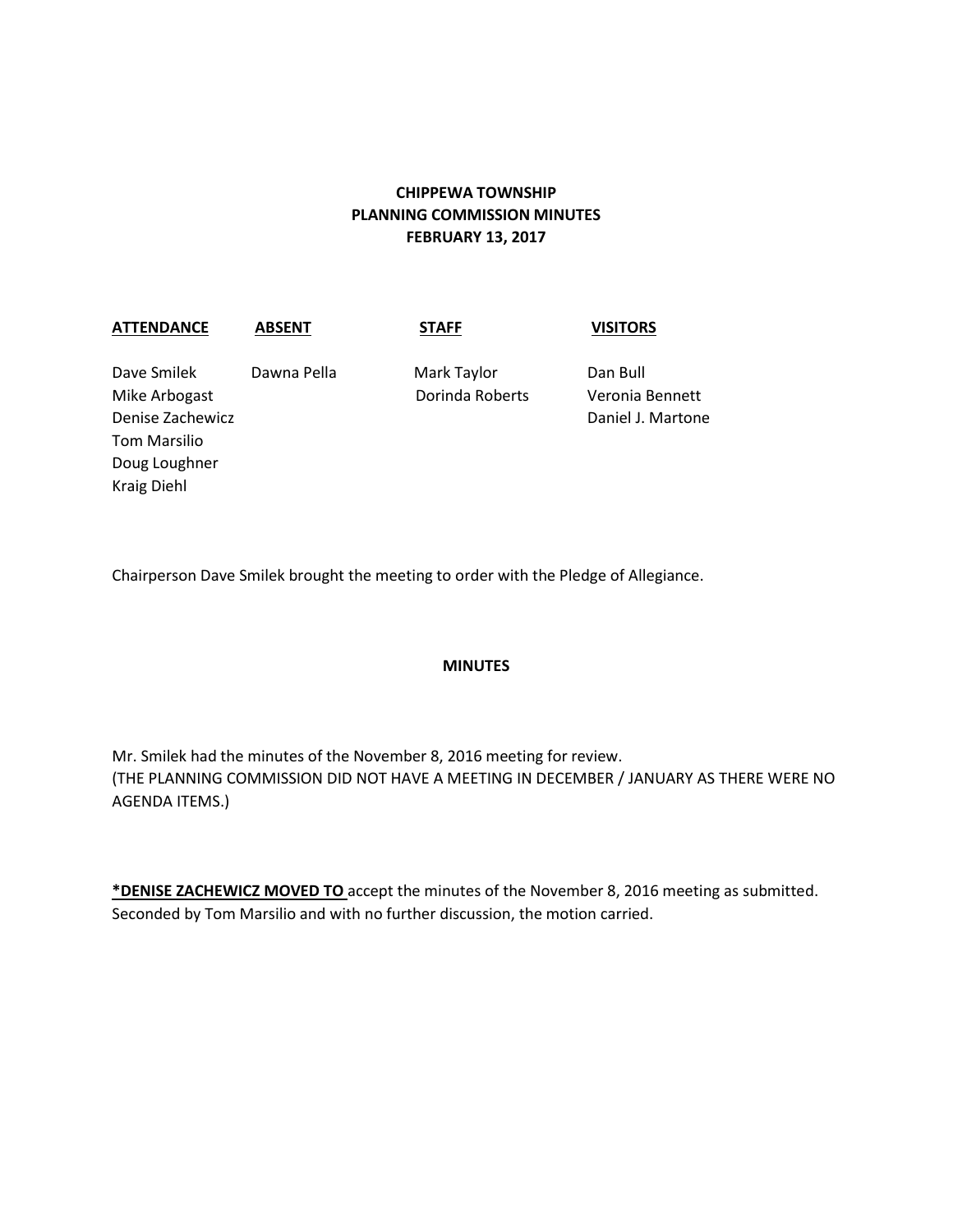**CHIPPEWA TOWNSHIP**
**PLANNING COMMISSION MINUTES**
**FEBRUARY 13, 2017**

| **ATTENDANCE** | **ABSENT** | **STAFF** | **VISITORS** |
|---|---|---|---|
| Dave Smilek | Dawna Pella | Mark Taylor | Dan Bull |
| Mike Arbogast | | Dorinda Roberts | Veronia Bennett |
| Denise Zachewicz | | | Daniel J. Martone |
| Tom Marsilio | | | |
| Doug Loughner | | | |
| Kraig Diehl | | | |

Chairperson Dave Smilek brought the meeting to order with the Pledge of Allegiance.

**MINUTES**

Mr. Smilek had the minutes of the November 8, 2016 meeting for review.
(THE PLANNING COMMISSION DID NOT HAVE A MEETING IN DECEMBER / JANUARY AS THERE WERE NO AGENDA ITEMS.)

**\*DENISE ZACHEWICZ MOVED TO** accept the minutes of the November 8, 2016 meeting as submitted. Seconded by Tom Marsilio and with no further discussion, the motion carried.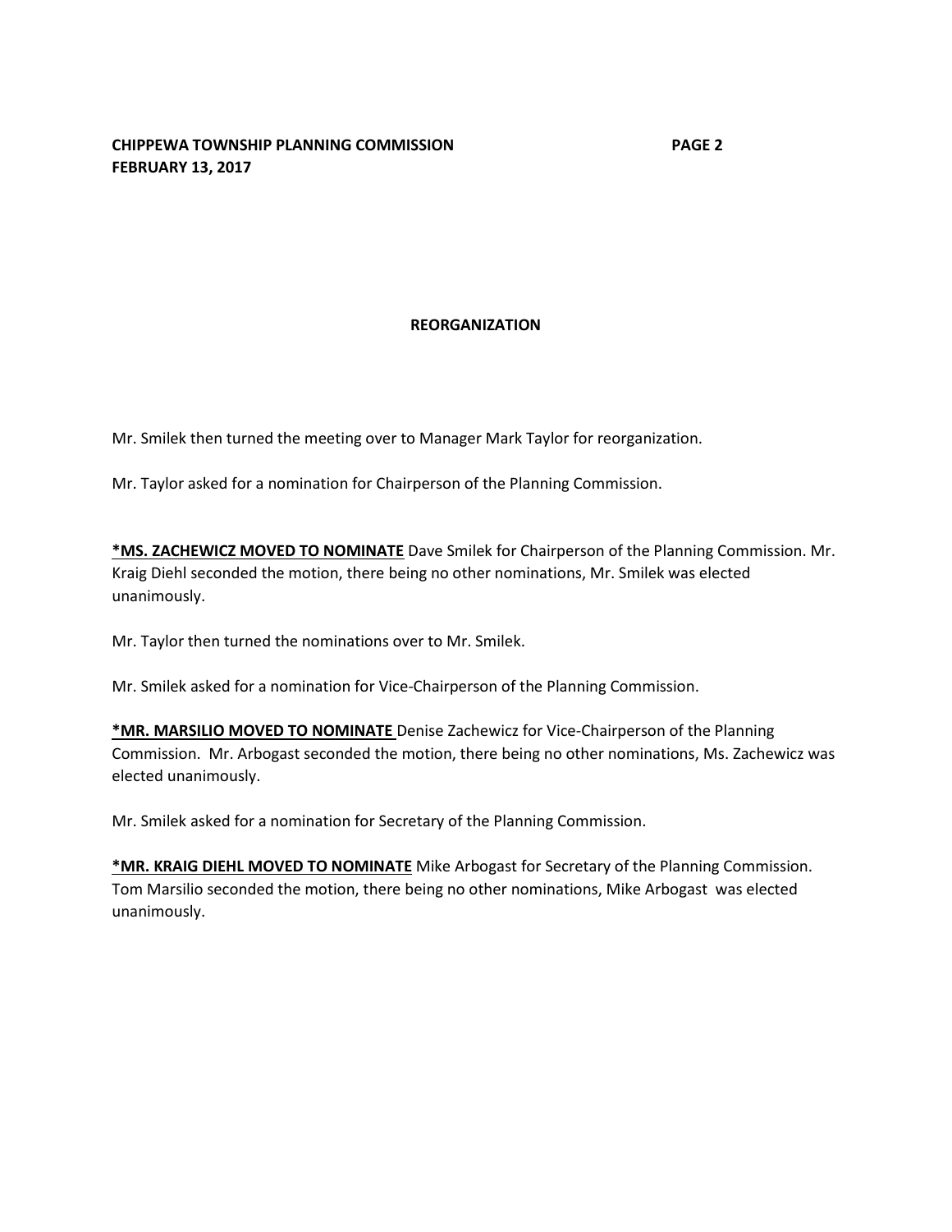## REORGANIZATION

Mr. Smilek then turned the meeting over to Manager Mark Taylor for reorganization.

Mr. Taylor asked for a nomination for Chairperson of the Planning Commission.

**<u>*MS. ZACHEWICZ MOVED TO NOMINATE</u>** Dave Smilek for Chairperson of the Planning Commission. Mr. Kraig Diehl seconded the motion, there being no other nominations, Mr. Smilek was elected unanimously.

Mr. Taylor then turned the nominations over to Mr. Smilek.

Mr. Smilek asked for a nomination for Vice-Chairperson of the Planning Commission.

**<u>*MR. MARSILIO MOVED TO NOMINATE</u>** Denise Zachewicz for Vice-Chairperson of the Planning Commission. Mr. Arbogast seconded the motion, there being no other nominations, Ms. Zachewicz was elected unanimously.

Mr. Smilek asked for a nomination for Secretary of the Planning Commission.

**<u>*MR. KRAIG DIEHL MOVED TO NOMINATE</u>** Mike Arbogast for Secretary of the Planning Commission. Tom Marsilio seconded the motion, there being no other nominations, Mike Arbogast was elected unanimously.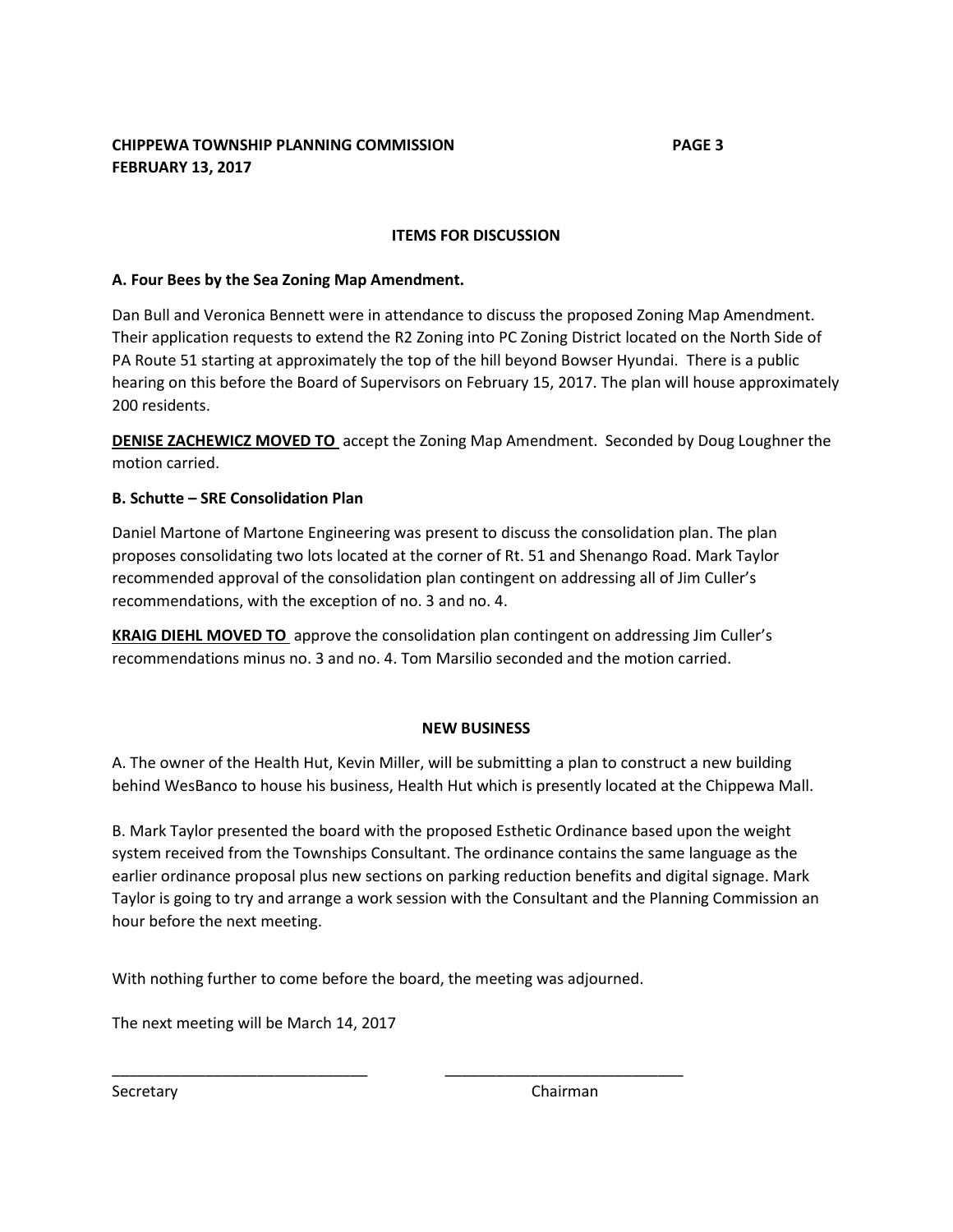## ITEMS FOR DISCUSSION

**A. Four Bees by the Sea Zoning Map Amendment.**

Dan Bull and Veronica Bennett were in attendance to discuss the proposed Zoning Map Amendment. Their application requests to extend the R2 Zoning into PC Zoning District located on the North Side of PA Route 51 starting at approximately the top of the hill beyond Bowser Hyundai. There is a public hearing on this before the Board of Supervisors on February 15, 2017. The plan will house approximately 200 residents.

**DENISE ZACHEWICZ MOVED TO** accept the Zoning Map Amendment. Seconded by Doug Loughner the motion carried.

**B. Schutte – SRE Consolidation Plan**

Daniel Martone of Martone Engineering was present to discuss the consolidation plan. The plan proposes consolidating two lots located at the corner of Rt. 51 and Shenango Road. Mark Taylor recommended approval of the consolidation plan contingent on addressing all of Jim Culler's recommendations, with the exception of no. 3 and no. 4.

**KRAIG DIEHL MOVED TO** approve the consolidation plan contingent on addressing Jim Culler's recommendations minus no. 3 and no. 4. Tom Marsilio seconded and the motion carried.

## NEW BUSINESS

A. The owner of the Health Hut, Kevin Miller, will be submitting a plan to construct a new building behind WesBanco to house his business, Health Hut which is presently located at the Chippewa Mall.

B. Mark Taylor presented the board with the proposed Esthetic Ordinance based upon the weight system received from the Townships Consultant. The ordinance contains the same language as the earlier ordinance proposal plus new sections on parking reduction benefits and digital signage. Mark Taylor is going to try and arrange a work session with the Consultant and the Planning Commission an hour before the next meeting.

With nothing further to come before the board, the meeting was adjourned.

The next meeting will be March 14, 2017

_______________________________ _____________________________

Secretary Chairman